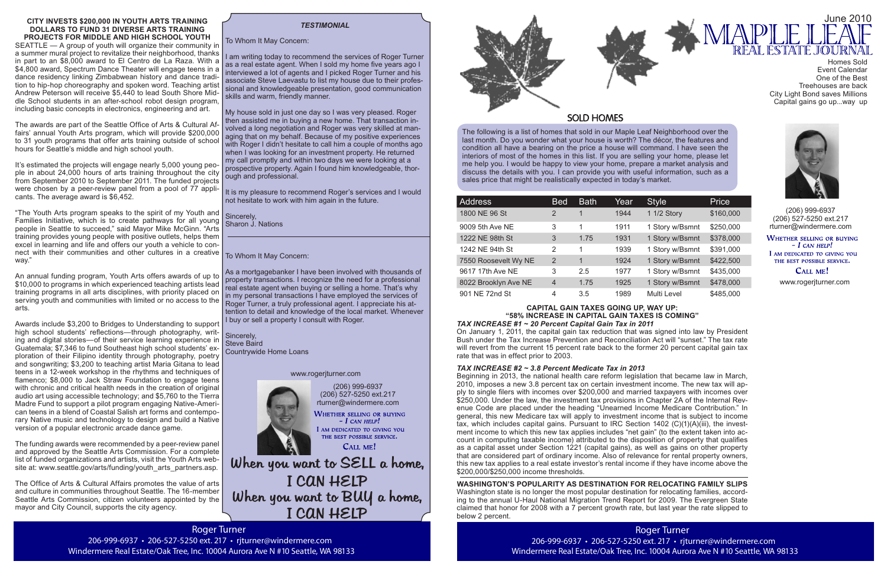### CITY INVESTS $200,000 IN YOUTH ARTS TRAINING DOLLARS TO FUND 31 DIVERSE ARTS TRAINING PROJECTS FOR MIDDLE AND HIGH SCHOOL YOUTH

SEATTLE — A group of youth will organize their community in a summer mural project to revitalize their neighborhood, thanks in part to an $8,000 award to El Centro de La Raza. With a $4,800 award, Spectrum Dance Theater will engage teens in a dance residency linking Zimbabwean history and dance tradition to hip-hop choreography and spoken word. Teaching artist Andrew Peterson will receive $5,440 to lead South Shore Middle School students in an after-school robot design program, including basic concepts in electronics, engineering and art.

The awards are part of the Seattle Office of Arts & Cultural Affairs' annual Youth Arts program, which will provide $200,000 to 31 youth programs that offer arts training outside of school hours for Seattle's middle and high school youth.

It's estimated the projects will engage nearly 5,000 young people in about 24,000 hours of arts training throughout the city from September 2010 to September 2011. The funded projects were chosen by a peer-review panel from a pool of 77 applicants. The average award is $6,452.

"The Youth Arts program speaks to the spirit of my Youth and Families Initiative, which is to create pathways for all young people in Seattle to succeed," said Mayor Mike McGinn. "Arts training provides young people with positive outlets, helps them excel in learning and life and offers our youth a vehicle to connect with their communities and other cultures in a creative way."

An annual funding program, Youth Arts offers awards of up to $10,000 to programs in which experienced teaching artists lead training programs in all arts disciplines, with priority placed on serving youth and communities with limited or no access to the arts.

Awards include $3,200 to Bridges to Understanding to support high school students' reflections—through photography, writing and digital stories—of their service learning experience in Guatemala; $7,346 to fund Southeast high school students' exploration of their Filipino identity through photography, poetry and songwriting; $3,200 to teaching artist Maria Gitana to lead teens in a 12-week workshop in the rhythms and techniques of flamenco; $8,000 to Jack Straw Foundation to engage teens with chronic and critical health needs in the creation of original audio art using accessible technology; and $5,760 to the Tierra Madre Fund to support a pilot program engaging Native-American teens in a blend of Coastal Salish art forms and contemporary Native music and technology to design and build a Native version of a popular electronic arcade dance game.

The funding awards were recommended by a peer-review panel and approved by the Seattle Arts Commission. For a complete list of funded organizations and artists, visit the Youth Arts website at: www.seattle.gov/arts/funding/youth_arts_partners.asp.

The Office of Arts & Cultural Affairs promotes the value of arts and culture in communities throughout Seattle. The 16-member Seattle Arts Commission, citizen volunteers appointed by the mayor and City Council, supports the city agency.

### *TESTIMONIAL*

To Whom It May Concern:

I am writing today to recommend the services of Roger Turner as a real estate agent. When I sold my home five years ago I interviewed a lot of agents and I picked Roger Turner and his associate Steve Laevastu to list my house due to their professional and knowledgeable presentation, good communication skills and warm, friendly manner.

My house sold in just one day so I was very pleased. Roger then assisted me in buying a new home. That transaction involved a long negotiation and Roger was very skilled at managing that on my behalf. Because of my positive experiences with Roger I didn't hesitate to call him a couple of months ago when I was looking for an investment property. He returned my call promptly and within two days we were looking at a prospective property. Again I found him knowledgeable, thorough and professional.

It is my pleasure to recommend Roger's services and I would not hesitate to work with him again in the future.

Sincerely,
Sharon J. Nations

To Whom It May Concern:

As a mortgagebanker I have been involved with thousands of property transactions. I recognize the need for a professional real estate agent when buying or selling a home. That's why in my personal transactions I have employed the services of Roger Turner, a truly professional agent. I appreciate his attention to detail and knowledge of the local market. Whenever I buy or sell a property I consult with Roger.

Sincerely,
Steve Baird
Countrywide Home Loans

www.rogerjturner.com

(206) 999-6937
(206) 527-5250 ext.217
rturner@windermere.com

WHETHER SELLING OR BUYING – I CAN HELP!
I AM DEDICATED TO GIVING YOU THE BEST POSSIBLE SERVICE.
CALL ME!

**When you want to SELL a home, I CAN HELP**
**When you want to BUY a home, I CAN HELP**

Roger Turner
206-999-6937 • 206-527-5250 ext. 217 • rjturner@windermere.com
Windermere Real Estate/Oak Tree, Inc. 10004 Aurora Ave N #10 Seattle, WA 98133

# MAPLE LEAF REAL ESTATE JOURNAL

June 2010

Homes Sold
Event Calendar
One of the Best
Treehouses are back
City Light Bond saves Millions
Capital gains go up...way up

(206) 999-6937
(206) 527-5250 ext.217
rturner@windermere.com

WHETHER SELLING OR BUYING – I CAN HELP!
I AM DEDICATED TO GIVING YOU THE BEST POSSIBLE SERVICE.
CALL ME!

www.rogerjturner.com

## SOLD HOMES

The following is a list of homes that sold in our Maple Leaf Neighborhood over the last month. Do you wonder what your house is worth? The décor, the features and condition all have a bearing on the price a house will command. I have seen the interiors of most of the homes in this list. If you are selling your home, please let me help you. I would be happy to view your home, prepare a market analysis and discuss the details with you. I can provide you with useful information, such as a sales price that might be realistically expected in today's market.

| Address | Bed | Bath | Year | Style | Price |
|---|---|---|---|---|---|
| 1800 NE 96 St | 2 | 1 | 1944 | 1 1/2 Story | $160,000 |
| 9009 5th Ave NE | 3 | 1 | 1911 | 1 Story w/Bsmnt | $250,000 |
| 1222 NE 98th St | 3 | 1.75 | 1931 | 1 Story w/Bsmnt | $378,000 |
| 1242 NE 94th St | 2 | 1 | 1939 | 1 Story w/Bsmnt | $391,000 |
| 7550 Roosevelt Wy NE | 2 | 1 | 1924 | 1 Story w/Bsmnt | $422,500 |
| 9617 17th Ave NE | 3 | 2.5 | 1977 | 1 Story w/Bsmnt | $435,000 |
| 8022 Brooklyn Ave NE | 4 | 1.75 | 1925 | 1 Story w/Bsmnt | $478,000 |
| 901 NE 72nd St | 4 | 3.5 | 1989 | Multi Level | $485,000 |

### CAPITAL GAIN TAXES GOING UP, WAY UP: "58% INCREASE IN CAPITAL GAIN TAXES IS COMING"

***TAX INCREASE #1 ~ 20 Percent Capital Gain Tax in 2011***

On January 1, 2011, the capital gain tax reduction that was signed into law by President Bush under the Tax Increase Prevention and Reconciliation Act will "sunset." The tax rate will revert from the current 15 percent rate back to the former 20 percent capital gain tax rate that was in effect prior to 2003.

***TAX INCREASE #2 ~ 3.8 Percent Medicate Tax in 2013***

Beginning in 2013, the national health care reform legislation that became law in March, 2010, imposes a new 3.8 percent tax on certain investment income. The new tax will apply to single filers with incomes over $200,000 and married taxpayers with incomes over $250,000. Under the law, the investment tax provisions in Chapter 2A of the Internal Revenue Code are placed under the heading "Unearned Income Medicare Contribution." In general, this new Medicare tax will apply to investment income that is subject to income tax, which includes capital gains. Pursuant to IRC Section 1402 (C)(1)(A)(iii), the investment income to which this new tax applies includes "net gain" (to the extent taken into account in computing taxable income) attributed to the disposition of property that qualifies as a capital asset under Section 1221 (capital gains), as well as gains on other property that are considered part of ordinary income. Also of relevance for rental property owners, this new tax applies to a real estate investor's rental income if they have income above the $200,000/$250,000 income thresholds.

### WASHINGTON'S POPULARITY AS DESTINATION FOR RELOCATING FAMILY SLIPS

Washington state is no longer the most popular destination for relocating families, according to the annual U-Haul National Migration Trend Report for 2009. The Evergreen State claimed that honor for 2008 with a 7 percent growth rate, but last year the rate slipped to below 2 percent.

Roger Turner
206-999-6937 • 206-527-5250 ext. 217 • rjturner@windermere.com
Windermere Real Estate/Oak Tree, Inc. 10004 Aurora Ave N #10 Seattle, WA 98133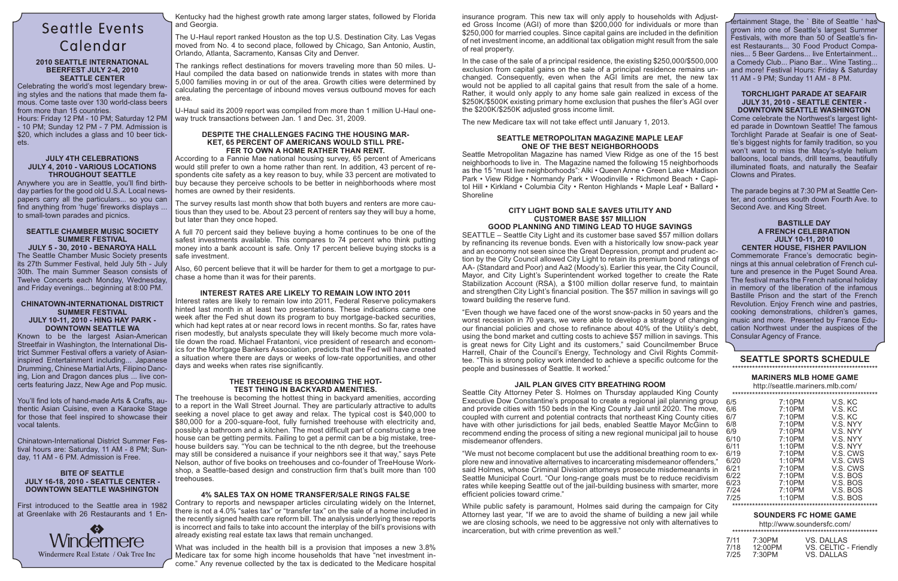# Seattle Events Calendar

### 2010 SEATTLE INTERNATIONAL BEERFEST JULY 2-4, 2010 SEATTLE CENTER

Celebrating the world's most legendary brewing styles and the nations that made them famous. Come taste over 130 world-class beers from more than 15 countries.

Hours: Friday 12 PM - 10 PM; Saturday 12 PM - 10 PM; Sunday 12 PM - 7 PM. Admission is $20, which includes a glass and 10 beer tickets.

### JULY 4TH CELEBRATIONS JULY 4, 2010 - VARIOUS LOCATIONS THROUGHOUT SEATTLE

Anywhere you are in Seattle, you'll find birthday parties for the good old U.S.A. Local newspapers carry all the particulars... so you can find anything from 'huge' fireworks displays ... to small-town parades and picnics.

### SEATTLE CHAMBER MUSIC SOCIETY SUMMER FESTIVAL JULY 5 - 30, 2010 - BENAROYA HALL

The Seattle Chamber Music Society presents its 27th Summer Festival, held July 5th - July 30th. The main Summer Season consists of Twelve Concerts each Monday, Wednesday, and Friday evenings... beginning at 8:00 PM.

### CHINATOWN-INTERNATIONAL DISTRICT SUMMER FESTIVAL JULY 10-11, 2010 - HING HAY PARK - DOWNTOWN SEATTLE WA

Known to be the largest Asian-American Streetfair in Washington, the International District Summer Festival offers a variety of Asian-inspired Entertainment including... Japanese Drumming, Chinese Martial Arts, Filipino Dancing, Lion and Dragon dances plus ... live concerts featuring Jazz, New Age and Pop music.

You'll find lots of hand-made Arts & Crafts, authentic Asian Cuisine, even a Karaoke Stage for those that feel inspired to showcase their vocal talents.

Chinatown-International District Summer Festival hours are: Saturday, 11 AM - 8 PM; Sunday, 11 AM - 6 PM. Admission is Free.

### BITE OF SEATTLE JULY 16-18, 2010 - SEATTLE CENTER - DOWNTOWN SEATTLE WASHINGTON

First introduced to the Seattle area in 1982 at Greenlake with 26 Restaurants and 1 Entertainment Stage, the ` Bite of Seattle ' has grown into one of Seattle's largest Summer Festivals, with more than 60 of Seattle's finest Restaurants... 30 Food Product Companies... 5 Beer Gardens... live Entertainment... a Comedy Club... Piano Bar... Wine Tasting... and more! Festival Hours: Friday & Saturday 11 AM - 9 PM; Sunday 11 AM - 8 PM.

### TORCHLIGHT PARADE AT SEAFAIR JULY 31, 2010 - SEATTLE CENTER - DOWNTOWN SEATTLE WASHINGTON

Come celebrate the Northwest's largest lighted parade in Downtown Seattle! The famous Torchlight Parade at Seafair is one of Seattle's biggest nights for family tradition, so you won't want to miss the Macy's-style helium balloons, local bands, drill teams, beautifully illuminated floats, and naturally the Seafair Clowns and Pirates.

The parade begins at 7:30 PM at Seattle Center, and continues south down Fourth Ave. to Second Ave. and King Street.

### BASTILLE DAY A FRENCH CELEBRATION JULY 10-11, 2010 CENTER HOUSE, FISHER PAVILION

Commemorate France's democratic beginnings at this annual celebration of French culture and presence in the Puget Sound Area. The festival marks the French national holiday in memory of the liberation of the infamous Bastille Prison and the start of the French Revolution. Enjoy French wine and pastries, cooking demonstrations, children's games, music and more. Presented by France Education Northwest under the auspices of the Consular Agency of France.

Windermere

Windermere Real Estate / Oak Tree Inc

Kentucky had the highest growth rate among larger states, followed by Florida and Georgia.

The U-Haul report ranked Houston as the top U.S. Destination City. Las Vegas moved from No. 4 to second place, followed by Chicago, San Antonio, Austin, Orlando, Atlanta, Sacramento, Kansas City and Denver.

The rankings reflect destinations for movers traveling more than 50 miles. U-Haul compiled the data based on nationwide trends in states with more than 5,000 families moving in or out of the area. Growth cities were determined by calculating the percentage of inbound moves versus outbound moves for each area.

U-Haul said its 2009 report was compiled from more than 1 million U-Haul one-way truck transactions between Jan. 1 and Dec. 31, 2009.

### DESPITE THE CHALLENGES FACING THE HOUSING MARKET, 65 PERCENT OF AMERICANS WOULD STILL PREFER TO OWN A HOME RATHER THAN RENT.

According to a Fannie Mae national housing survey, 65 percent of Americans would still prefer to own a home rather than rent. In addition, 43 percent of respondents cite safety as a key reason to buy, while 33 percent are motivated to buy because they perceive schools to be better in neighborhoods where most homes are owned by their residents.

The survey results last month show that both buyers and renters are more cautious than they used to be. About 23 percent of renters say they will buy a home, but later than they once hoped.

A full 70 percent said they believe buying a home continues to be one of the safest investments available. This compares to 74 percent who think putting money into a bank account is safe. Only 17 percent believe buying stocks is a safe investment.

Also, 60 percent believe that it will be harder for them to get a mortgage to purchase a home than it was for their parents.

### INTEREST RATES ARE LIKELY TO REMAIN LOW INTO 2011

Interest rates are likely to remain low into 2011, Federal Reserve policymakers hinted last month in at least two presentations. These indications came one week after the Fed shut down its program to buy mortgage-backed securities, which had kept rates at or near record lows in recent months. So far, rates have risen modestly, but analysts speculate they will likely become much more volatile down the road. Michael Fratantoni, vice president of research and economics for the Mortgage Bankers Association, predicts that the Fed will have created a situation where there are days or weeks of low-rate opportunities, and other days and weeks when rates rise significantly.

### THE TREEHOUSE IS BECOMING THE HOTTEST THING IN BACKYARD AMENITIES.

The treehouse is becoming the hottest thing in backyard amenities, according to a report in the Wall Street Journal. They are particularly attractive to adults seeking a novel place to get away and relax. The typical cost is $40,000 to $80,000 for a 200-square-foot, fully furnished treehouse with electricity and, possibly a bathroom and a kitchen. The most difficult part of constructing a tree house can be getting permits. Failing to get a permit can be a big mistake, treehouse builders say. "You can be technical to the nth degree, but the treehouse may still be considered a nuisance if your neighbors see it that way," says Pete Nelson, author of five books on treehouses and co-founder of TreeHouse Workshop, a Seattle-based design and construction firm that's built more than 100 treehouses.

### 4% SALES TAX ON HOME TRANSFER/SALE RINGS FALSE

Contrary to reports and newspaper articles circulating widely on the Internet, there is not a 4.0% "sales tax" or "transfer tax" on the sale of a home included in the recently signed health care reform bill. The analysis underlying these reports is incorrect and fails to take into account the interplay of the bill's provisions with already existing real estate tax laws that remain unchanged.

What was included in the health bill is a provision that imposes a new 3.8% Medicare tax for some high income households that have "net investment income." Any revenue collected by the tax is dedicated to the Medicare hospital insurance program. This new tax will only apply to households with Adjusted Gross Income (AGI) of more than $200,000 for individuals or more than $250,000 for married couples. Since capital gains are included in the definition of net investment income, an additional tax obligation might result from the sale of real property.

In the case of the sale of a principal residence, the existing $250,000/$500,000 exclusion from capital gains on the sale of a principal residence remains unchanged. Consequently, even when the AGI limits are met, the new tax would not be applied to all capital gains that result from the sale of a home. Rather, it would only apply to any home sale gain realized in excess of the $250K/$500K existing primary home exclusion that pushes the filer's AGI over the $200K/$250K adjusted gross income limit.

The new Medicare tax will not take effect until January 1, 2013.

### SEATTLE METROPOLITAN MAGAZINE MAPLE LEAF ONE OF THE BEST NEIGHBORHOODS

Seattle Metropolitan Magazine has named View Ridge as one of the 15 best neighborhoods to live in. The Magazine named the following 15 neighborhoods as the 15 "must live neighborhoods": Alki • Queen Anne • Green Lake • Madison Park • View Ridge • Normandy Park • Woodinville • Richmond Beach • Capitol Hill • Kirkland • Columbia City • Renton Highlands • Maple Leaf • Ballard • Shoreline

### CITY LIGHT BOND SALE SAVES UTILITY AND CUSTOMER BASE $57 MILLION GOOD PLANNING AND TIMING LEAD TO HUGE SAVINGS

SEATTLE – Seattle City Light and its customer base saved $57 million dollars by refinancing its revenue bonds. Even with a historically low snow-pack year and an economy not seen since the Great Depression, prompt and prudent action by the City Council allowed City Light to retain its premium bond ratings of AA- (Standard and Poor) and Aa2 (Moody's). Earlier this year, the City Council, Mayor, and City Light's Superintendent worked together to create the Rate Stabilization Account (RSA), a $100 million dollar reserve fund, to maintain and strengthen City Light's financial position. The $57 million in savings will go toward building the reserve fund.

"Even though we have faced one of the worst snow-packs in 50 years and the worst recession in 70 years, we were able to develop a strategy of changing our financial policies and chose to refinance about 40% of the Utility's debt, using the bond market and cutting costs to achieve $57 million in savings. This is great news for City Light and its customers," said Councilmember Bruce Harrell, Chair of the Council's Energy, Technology and Civil Rights Committee. "This is strong policy work intended to achieve a specific outcome for the people and businesses of Seattle. It worked."

### JAIL PLAN GIVES CITY BREATHING ROOM

Seattle City Attorney Peter S. Holmes on Thursday applauded King County Executive Dow Constantine's proposal to create a regional jail planning group and provide cities with 150 beds in the King County Jail until 2020. The move, coupled with current and potential contracts that northeast King County cities have with other jurisdictions for jail beds, enabled Seattle Mayor McGinn to recommend ending the process of siting a new regional municipal jail to house misdemeanor offenders.

"We must not become complacent but use the additional breathing room to explore new and innovative alternatives to incarcerating misdemeanor offenders," said Holmes, whose Criminal Division attorneys prosecute misdemeanants in Seattle Municipal Court. "Our long-range goals must be to reduce recidivism rates while keeping Seattle out of the jail-building business with smarter, more efficient policies toward crime."

While public safety is paramount, Holmes said during the campaign for City Attorney last year, "If we are to avoid the shame of building a new jail while we are closing schools, we need to be aggressive not only with alternatives to incarceration, but with crime prevention as well."

## SEATTLE SPORTS SCHEDULE

### MARINERS MLB HOME GAME

http://seattle.mariners.mlb.com/

| | | |
|---|---|---|
| 6/5 | 7:10PM | V.S. KC |
| 6/6 | 7:10PM | V.S. KC |
| 6/7 | 7:10PM | V.S. KC |
| 6/8 | 7:10PM | V.S. NYY |
| 6/9 | 7:10PM | V.S. NYY |
| 6/10 | 7:10PM | V.S. NYY |
| 6/11 | 1:10PM | V.S. NYY |
| 6/19 | 7:10PM | V.S. CWS |
| 6/20 | 1:10PM | V.S. CWS |
| 6/21 | 7:10PM | V.S. CWS |
| 6/22 | 7:10PM | V.S. BOS |
| 6/23 | 7:10PM | V.S. BOS |
| 7/24 | 7:10PM | V.S. BOS |
| 7/25 | 1:10PM | V.S. BOS |

### SOUNDERS FC HOME GAME

http://www.soundersfc.com/

| | | |
|---|---|---|
| 7/11 | 7:30PM | VS. DALLAS |
| 7/18 | 12:00PM | VS. CELTIC - Friendly |
| 7/25 | 7:30PM | VS. DALLAS |